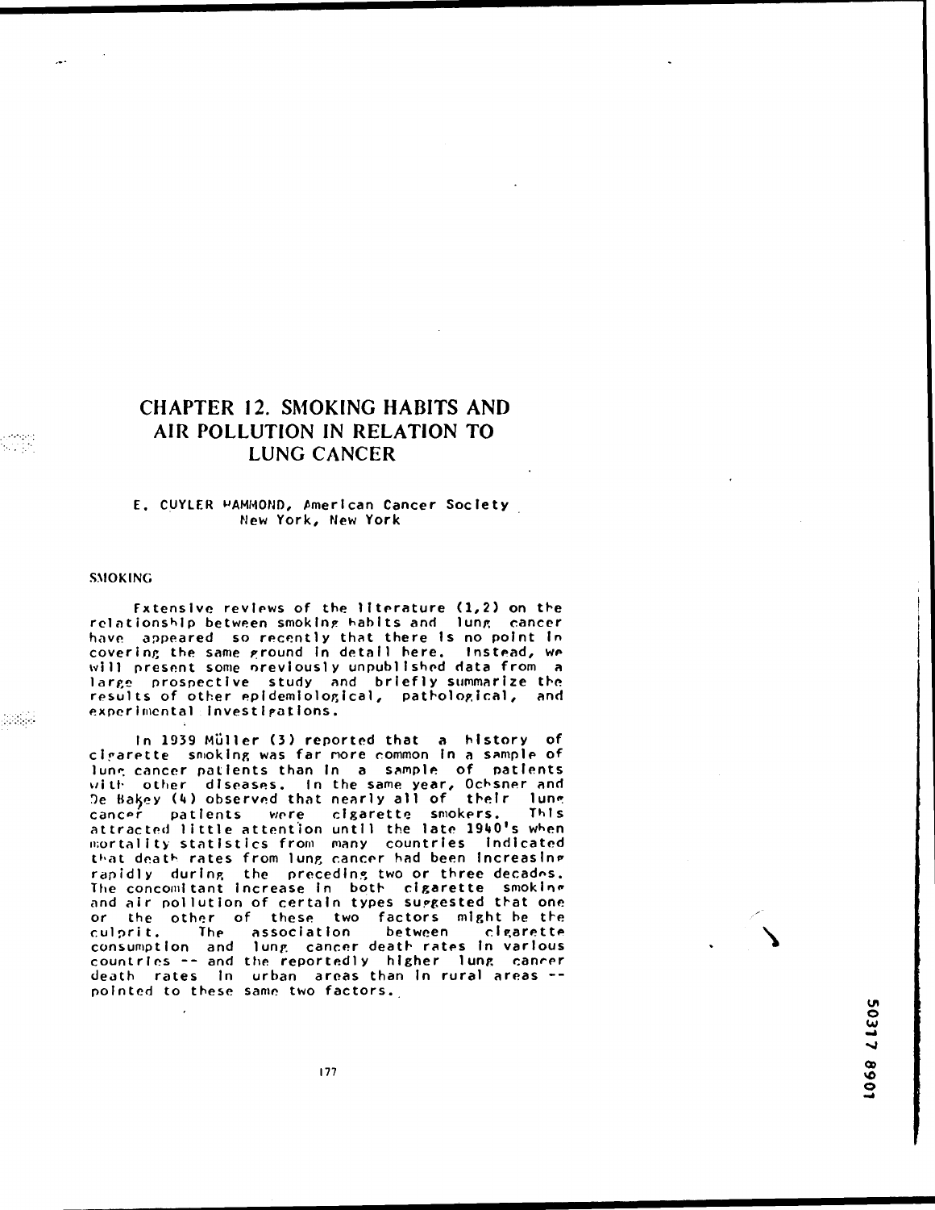# CHAPTER 12. SMOKING HABITS AND AIR POLLUTION IN RELATION TO LUNG CANCER

E. CUYLER HAMMOND, American Cancer Society
New York, New York

## SMOKING

Extensive reviews of the literature (1,2) on the relationship between smoking habits and lung cancer have appeared so recently that there is no point in covering the same ground in detail here. Instead, we will present some previously unpublished data from a large prospective study and briefly summarize the results of other epidemiological, pathological, and experimental investigations.

In 1939 Müller (3) reported that a history of cigarette smoking was far more common in a sample of lung cancer patients than in a sample of patients with other diseases. In the same year, Ochsner and De Bakey (4) observed that nearly all of their lung cancer patients were cigarette smokers. This attracted little attention until the late 1940's when mortality statistics from many countries indicated that death rates from lung cancer had been increasing rapidly during the preceding two or three decades. The concomitant increase in both cigarette smoking and air pollution of certain types suggested that one or the other of these two factors might be the culprit. The association between cigarette consumption and lung cancer death rates in various countries -- and the reportedly higher lung cancer death rates in urban areas than in rural areas -- pointed to these same two factors.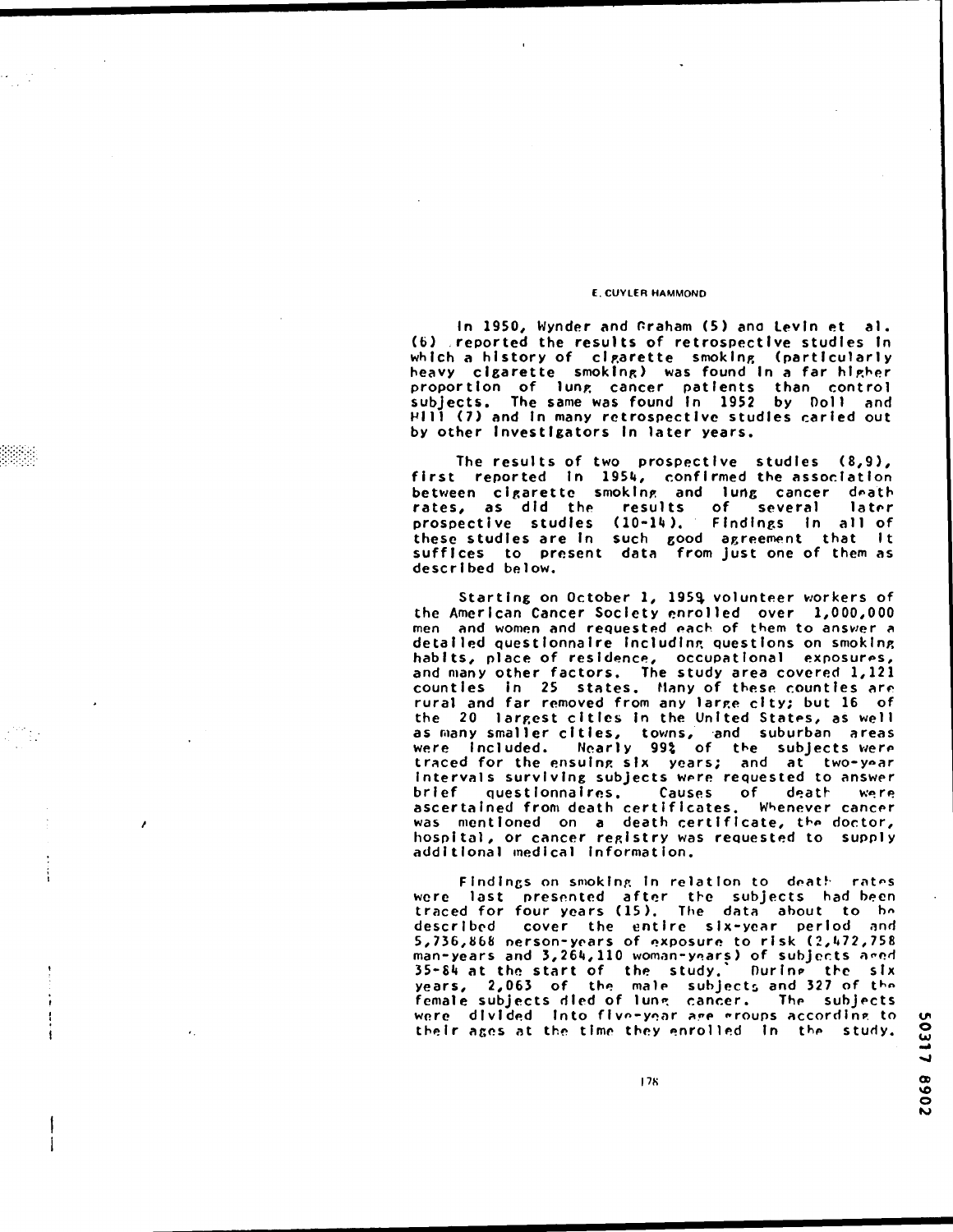In 1950, Wynder and Graham (5) and Levin et al. (6) reported the results of retrospective studies in which a history of cigarette smoking (particularly heavy cigarette smoking) was found in a far higher proportion of lung cancer patients than control subjects. The same was found in 1952 by Doll and Hill (7) and in many retrospective studies caried out by other investigators in later years.

The results of two prospective studies (8,9), first reported in 1954, confirmed the association between cigarette smoking and lung cancer death rates, as did the results of several later prospective studies (10-14). Findings in all of these studies are in such good agreement that it suffices to present data from just one of them as described below.

Starting on October 1, 1959 volunteer workers of the American Cancer Society enrolled over 1,000,000 men and women and requested each of them to answer a detailed questionnaire including questions on smoking habits, place of residence, occupational exposures, and many other factors. The study area covered 1,121 counties in 25 states. Many of these counties are rural and far removed from any large city; but 16 of the 20 largest cities in the United States, as well as many smaller cities, towns, and suburban areas were included. Nearly 99% of the subjects were traced for the ensuing six years; and at two-year intervals surviving subjects were requested to answer brief questionnaires. Causes of death were ascertained from death certificates. Whenever cancer was mentioned on a death certificate, the doctor, hospital, or cancer registry was requested to supply additional medical information.

Findings on smoking in relation to death rates were last presented after the subjects had been traced for four years (15). The data about to be described cover the entire six-year period and 5,736,868 person-years of exposure to risk (2,472,758 man-years and 3,264,110 woman-years) of subjects aged 35-84 at the start of the study. During the six years, 2,063 of the male subjects and 327 of the female subjects died of lung cancer. The subjects were divided into five-year age groups according to their ages at the time they enrolled in the study.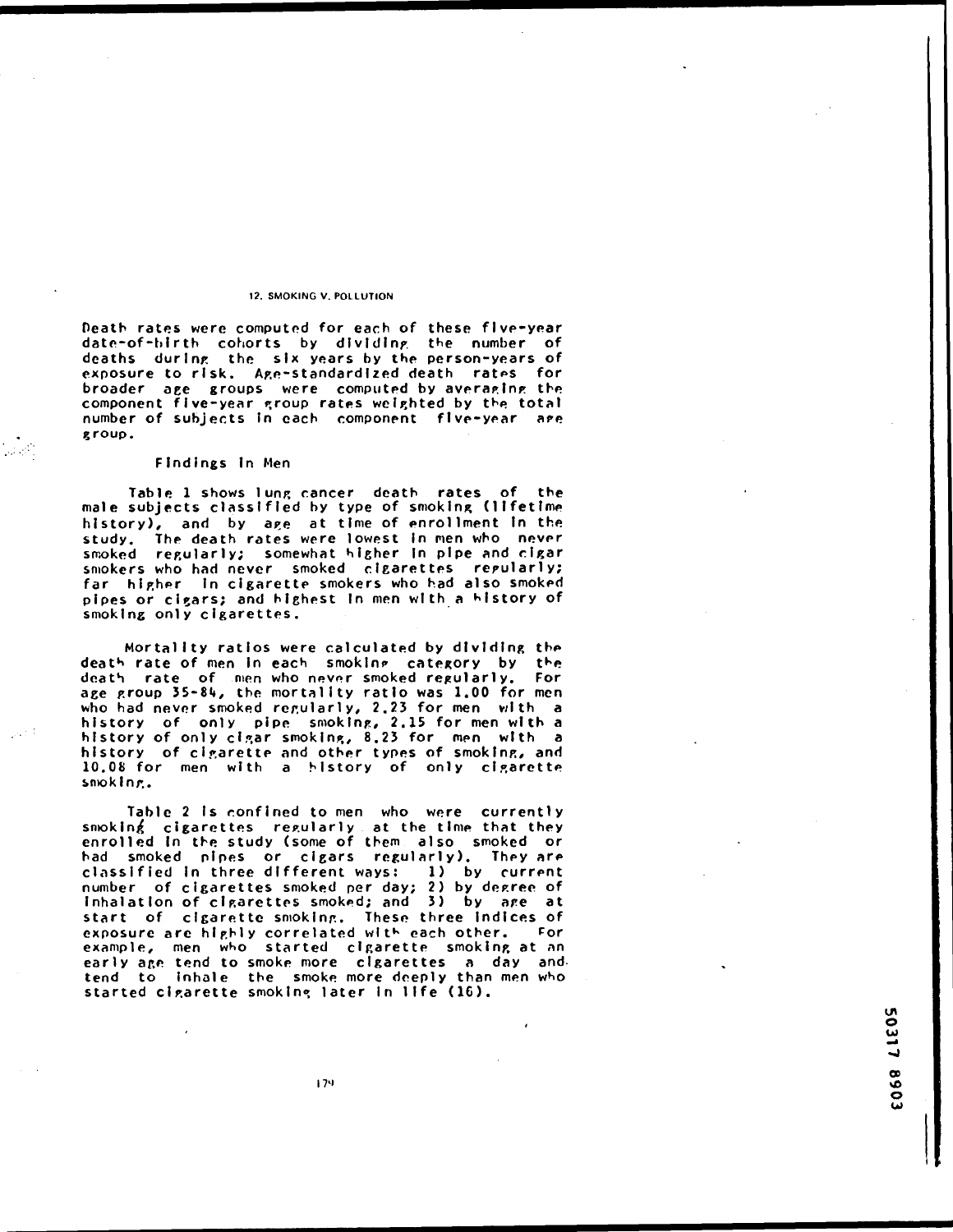Death rates were computed for each of these five-year date-of-birth cohorts by dividing the number of deaths during the six years by the person-years of exposure to risk. Age-standardized death rates for broader age groups were computed by averaging the component five-year group rates weighted by the total number of subjects in each component five-year age group.

### Findings in Men

Table 1 shows lung cancer death rates of the male subjects classified by type of smoking (lifetime history), and by age at time of enrollment in the study. The death rates were lowest in men who never smoked regularly; somewhat higher in pipe and cigar smokers who had never smoked cigarettes regularly; far higher in cigarette smokers who had also smoked pipes or cigars; and highest in men with a history of smoking only cigarettes.

Mortality ratios were calculated by dividing the death rate of men in each smoking category by the death rate of men who never smoked regularly. For age group 35-84, the mortality ratio was 1.00 for men who had never smoked regularly, 2.23 for men with a history of only pipe smoking, 2.15 for men with a history of only cigar smoking, 8.23 for men with a history of cigarette and other types of smoking, and 10.08 for men with a history of only cigarette smoking.

Table 2 is confined to men who were currently smoking cigarettes regularly at the time that they enrolled in the study (some of them also smoked or had smoked pipes or cigars regularly). They are classified in three different ways: 1) by current number of cigarettes smoked per day; 2) by degree of inhalation of cigarettes smoked; and 3) by age at start of cigarette smoking. These three indices of exposure are highly correlated with each other. For example, men who started cigarette smoking at an early age tend to smoke more cigarettes a day and tend to inhale the smoke more deeply than men who started cigarette smoking later in life (16).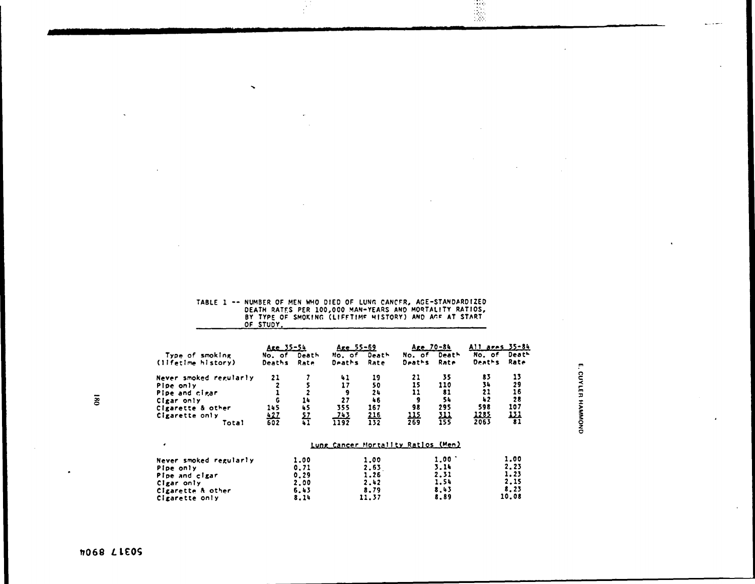TABLE 1 -- NUMBER OF MEN WHO DIED OF LUNG CANCER, AGE-STANDARDIZED DEATH RATES PER 100,000 MAN-YEARS AND MORTALITY RATIOS, BY TYPE OF SMOKING (LIFETIME HISTORY) AND AGE AT START OF STUDY.

| Type of smoking (lifetime history) | Age 35-54 | | Age 55-69 | | Age 70-84 | | All ages 35-84 | |
|---|---|---|---|---|---|---|---|---|
| | No. of Deaths | Death Rate | No. of Deaths | Death Rate | No. of Deaths | Death Rate | No. of Deaths | Death Rate |
| Never smoked regularly | 21 | 7 | 41 | 19 | 21 | 35 | 83 | 13 |
| Pipe only | 2 | 5 | 17 | 50 | 15 | 110 | 34 | 29 |
| Pipe and cigar | 1 | 2 | 9 | 24 | 11 | 81 | 21 | 16 |
| Cigar only | 6 | 14 | 27 | 46 | 9 | 54 | 42 | 28 |
| Cigarette & other | 145 | 45 | 355 | 167 | 98 | 295 | 598 | 107 |
| Cigarette only | 427 | 57 | 743 | 216 | 115 | 311 | 1285 | 131 |
| Total | 602 | 41 | 1192 | 132 | 269 | 155 | 2063 | 81 |

Lung Cancer Mortality Ratios (Men)

| Type of smoking | Age 35-54 | Age 55-69 | Age 70-84 | All ages 35-84 |
|---|---|---|---|---|
| Never smoked regularly | 1.00 | 1.00 | 1.00 | 1.00 |
| Pipe only | 0.71 | 2.63 | 3.14 | 2.23 |
| Pipe and cigar | 0.29 | 1.26 | 2.31 | 1.23 |
| Cigar only | 2.00 | 2.42 | 1.54 | 2.15 |
| Cigarette & other | 6.43 | 8.79 | 8.43 | 8.23 |
| Cigarette only | 8.14 | 11.37 | 8.89 | 10.08 |

50317 8904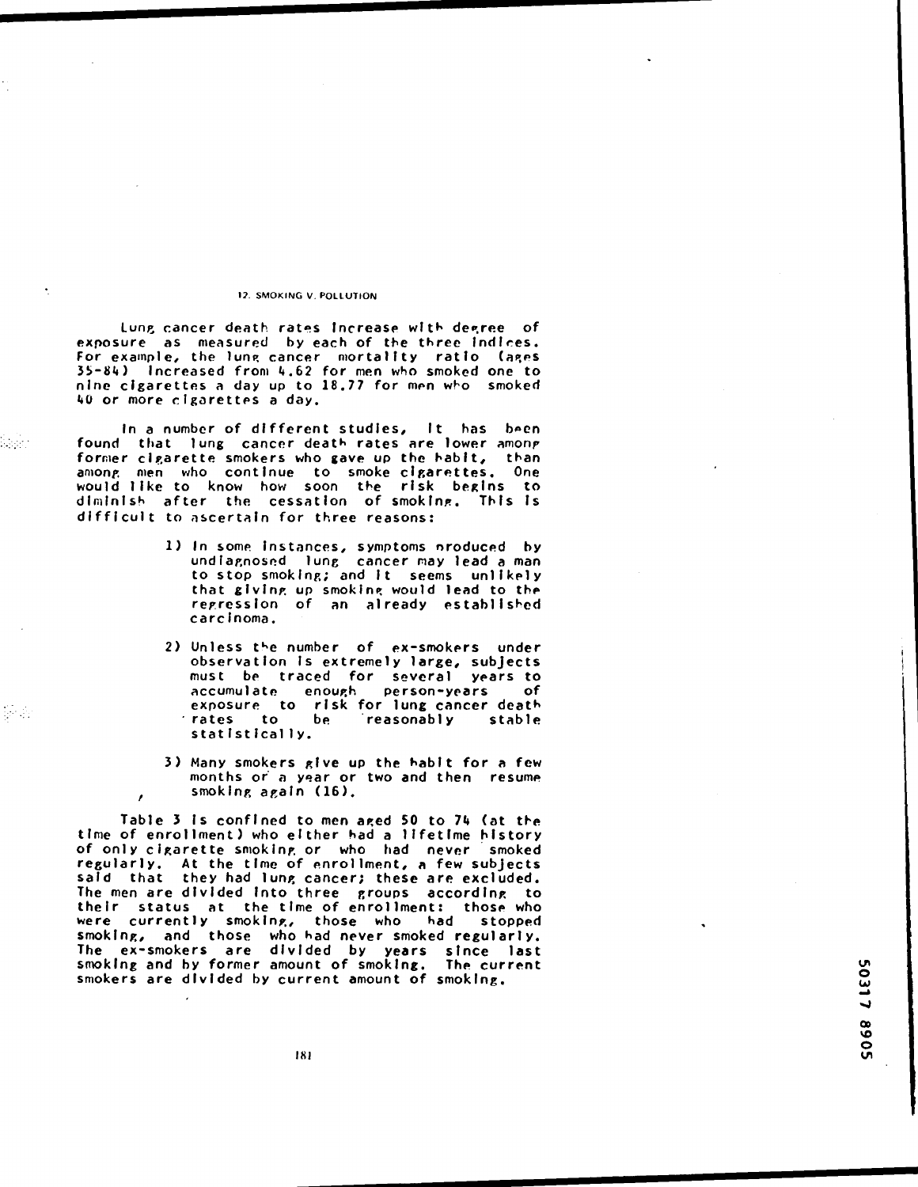Lung cancer death rates increase with degree of exposure as measured by each of the three indices. For example, the lung cancer mortality ratio (ages 35-84) increased from 4.62 for men who smoked one to nine cigarettes a day up to 18.77 for men who smoked 40 or more cigarettes a day.

In a number of different studies, it has been found that lung cancer death rates are lower among former cigarette smokers who gave up the habit, than among men who continue to smoke cigarettes. One would like to know how soon the risk begins to diminish after the cessation of smoking. This is difficult to ascertain for three reasons:

1) In some instances, symptoms produced by undiagnosed lung cancer may lead a man to stop smoking; and it seems unlikely that giving up smoking would lead to the regression of an already established carcinoma.

2) Unless the number of ex-smokers under observation is extremely large, subjects must be traced for several years to accumulate enough person-years of exposure to risk for lung cancer death rates to be reasonably stable statistically.

3) Many smokers give up the habit for a few months or a year or two and then resume smoking again (16).

Table 3 is confined to men aged 50 to 74 (at the time of enrollment) who either had a lifetime history of only cigarette smoking or who had never smoked regularly. At the time of enrollment, a few subjects said that they had lung cancer; these are excluded. The men are divided into three groups according to their status at the time of enrollment: those who were currently smoking, those who had stopped smoking, and those who had never smoked regularly. The ex-smokers are divided by years since last smoking and by former amount of smoking. The current smokers are divided by current amount of smoking.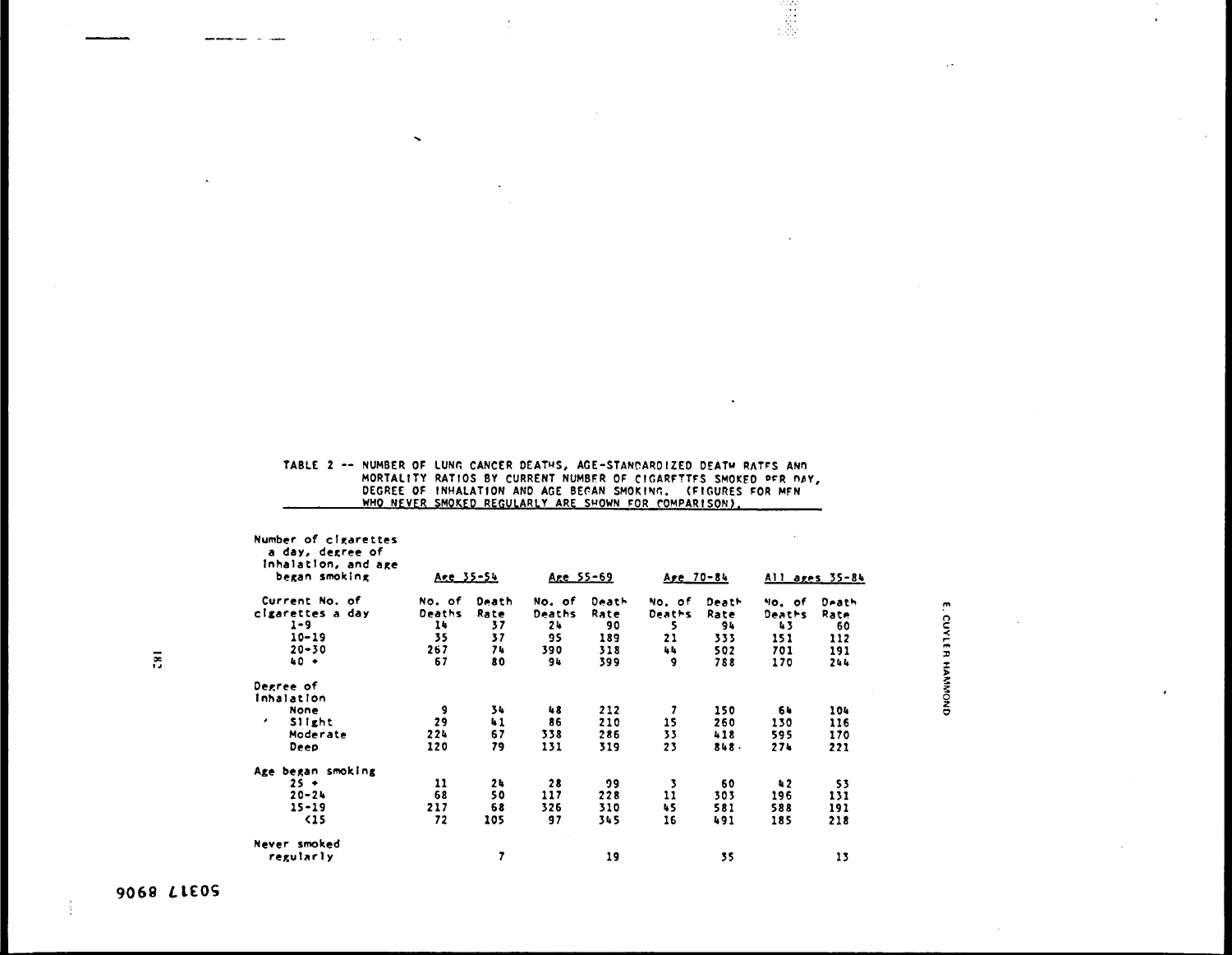TABLE 2 -- NUMBER OF LUNG CANCER DEATHS, AGE-STANDARDIZED DEATH RATES AND MORTALITY RATIOS BY CURRENT NUMBER OF CIGARETTES SMOKED PER DAY, DEGREE OF INHALATION AND AGE BEGAN SMOKING. (FIGURES FOR MEN WHO NEVER SMOKED REGULARLY ARE SHOWN FOR COMPARISON).

| Number of cigarettes a day, degree of inhalation, and age began smoking | Age 35-54 | | Age 55-69 | | Age 70-84 | | All ages 35-84 | |
|---|---|---|---|---|---|---|---|---|
| | No. of Deaths | Death Rate | No. of Deaths | Death Rate | No. of Deaths | Death Rate | No. of Deaths | Death Rate |
| **Current No. of cigarettes a day** | | | | | | | | |
| 1-9 | 14 | 37 | 24 | 90 | 5 | 94 | 43 | 60 |
| 10-19 | 35 | 37 | 95 | 189 | 21 | 333 | 151 | 112 |
| 20-30 | 267 | 74 | 390 | 318 | 44 | 502 | 701 | 191 |
| 40 + | 67 | 80 | 94 | 399 | 9 | 788 | 170 | 244 |
| **Degree of Inhalation** | | | | | | | | |
| None | 9 | 34 | 48 | 212 | 7 | 150 | 64 | 104 |
| Slight | 29 | 41 | 86 | 210 | 15 | 260 | 130 | 116 |
| Moderate | 224 | 67 | 338 | 286 | 33 | 418 | 595 | 170 |
| Deep | 120 | 79 | 131 | 319 | 23 | 848 | 274 | 221 |
| **Age began smoking** | | | | | | | | |
| 25 + | 11 | 24 | 28 | 99 | 3 | 60 | 42 | 53 |
| 20-24 | 68 | 50 | 117 | 228 | 11 | 303 | 196 | 131 |
| 15-19 | 217 | 68 | 326 | 310 | 45 | 581 | 588 | 191 |
| <15 | 72 | 105 | 97 | 345 | 16 | 491 | 185 | 218 |
| **Never smoked regularly** | | 7 | | 19 | | 35 | | 13 |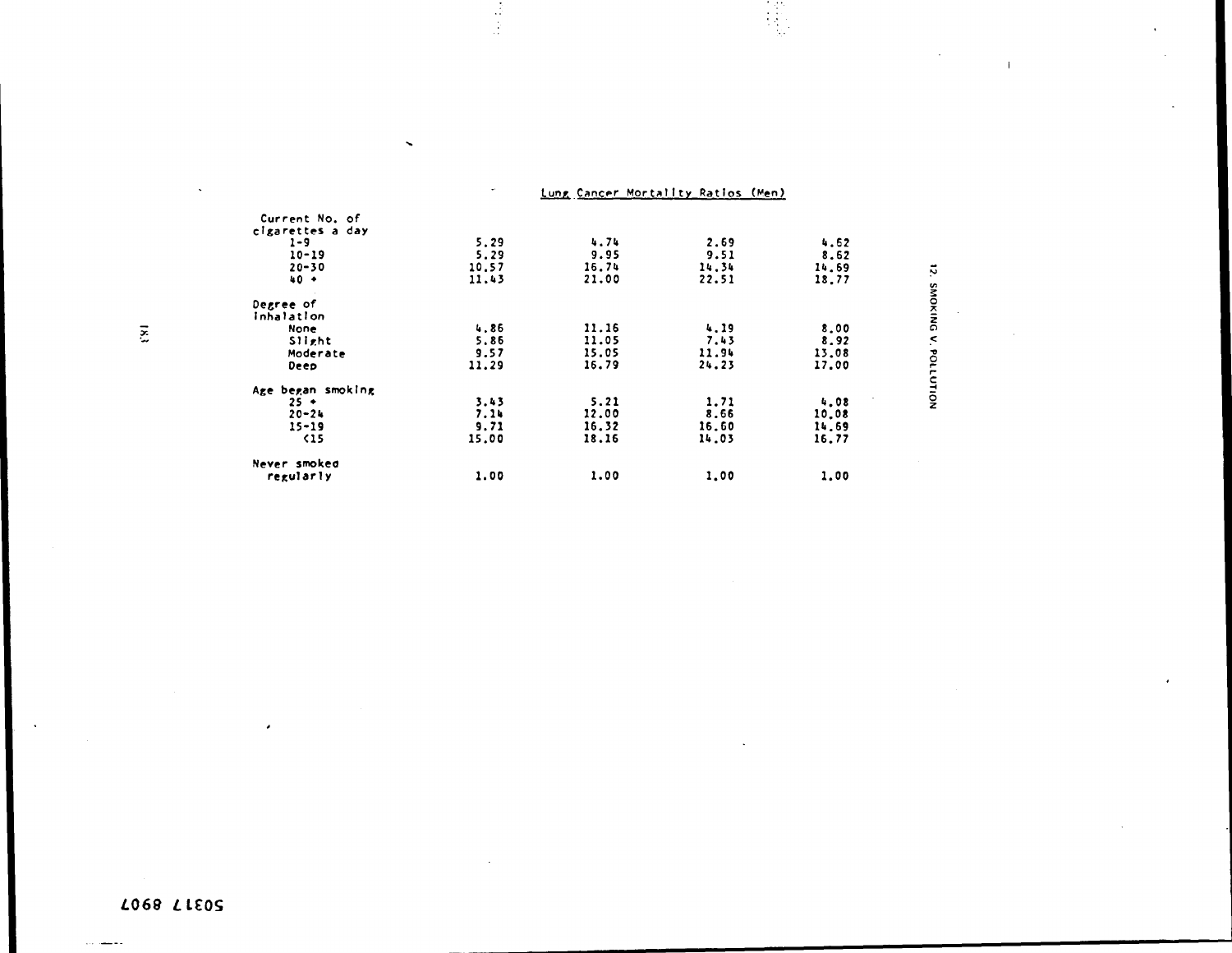Lung Cancer Mortality Ratios (Men)

| | | | | |
|---|---|---|---|---|
| **Current No. of cigarettes a day** | | | | |
| 1-9 | 5.29 | 4.74 | 2.69 | 4.62 |
| 10-19 | 5.29 | 9.95 | 9.51 | 8.62 |
| 20-30 | 10.57 | 16.74 | 14.34 | 14.69 |
| 40 + | 11.43 | 21.00 | 22.51 | 18.77 |
| **Degree of inhalation** | | | | |
| None | 4.86 | 11.16 | 4.19 | 8.00 |
| Slight | 5.86 | 11.05 | 7.43 | 8.92 |
| Moderate | 9.57 | 15.05 | 11.94 | 13.08 |
| Deep | 11.29 | 16.79 | 24.23 | 17.00 |
| **Age began smoking** | | | | |
| 25 + | 3.43 | 5.21 | 1.71 | 4.08 |
| 20-24 | 7.14 | 12.00 | 8.66 | 10.08 |
| 15-19 | 9.71 | 16.32 | 16.60 | 14.69 |
| <15 | 15.00 | 18.16 | 14.03 | 16.77 |
| **Never smoked regularly** | 1.00 | 1.00 | 1.00 | 1.00 |

50317 8907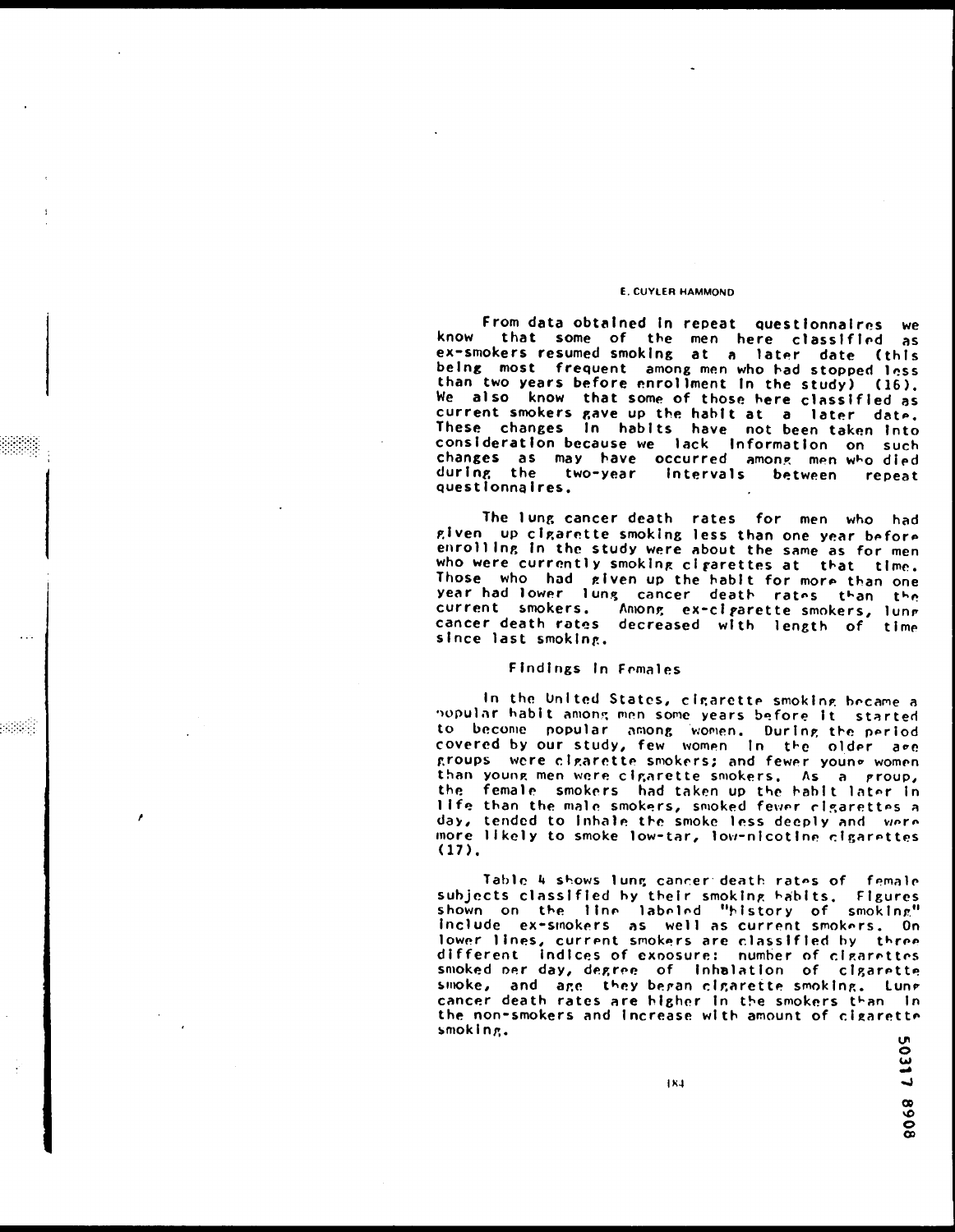From data obtained in repeat questionnaires we know that some of the men here classified as ex-smokers resumed smoking at a later date (this being most frequent among men who had stopped less than two years before enrollment in the study) (16). We also know that some of those here classified as current smokers gave up the habit at a later date. These changes in habits have not been taken into consideration because we lack information on such changes as may have occurred among men who died during the two-year intervals between repeat questionnaires.

The lung cancer death rates for men who had given up cigarette smoking less than one year before enrolling in the study were about the same as for men who were currently smoking cigarettes at that time. Those who had given up the habit for more than one year had lower lung cancer death rates than the current smokers. Among ex-cigarette smokers, lung cancer death rates decreased with length of time since last smoking.

### Findings in Females

In the United States, cigarette smoking became a popular habit among men some years before it started to become popular among women. During the period covered by our study, few women in the older age groups were cigarette smokers; and fewer young women than young men were cigarette smokers. As a group, the female smokers had taken up the habit later in life than the male smokers, smoked fewer cigarettes a day, tended to inhale the smoke less deeply and were more likely to smoke low-tar, low-nicotine cigarettes (17).

Table 4 shows lung cancer death rates of female subjects classified by their smoking habits. Figures shown on the line labeled "history of smoking" include ex-smokers as well as current smokers. On lower lines, current smokers are classified by three different indices of exposure: number of cigarettes smoked per day, degree of inhalation of cigarette smoke, and age they began cigarette smoking. Lung cancer death rates are higher in the smokers than in the non-smokers and increase with amount of cigarette smoking.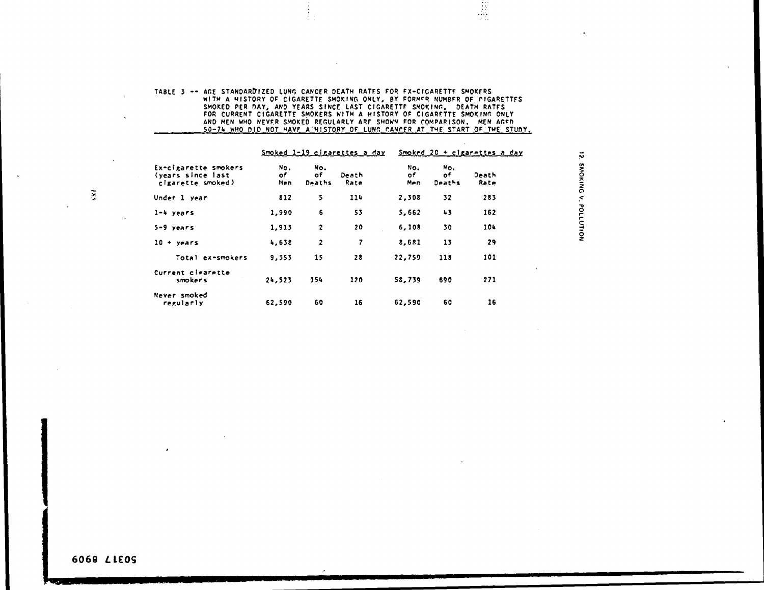TABLE 3 -- AGE STANDARDIZED LUNG CANCER DEATH RATES FOR EX-CIGARETTE SMOKERS WITH A HISTORY OF CIGARETTE SMOKING ONLY, BY FORMER NUMBER OF CIGARETTES SMOKED PER DAY, AND YEARS SINCE LAST CIGARETTE SMOKING. DEATH RATES FOR CURRENT CIGARETTE SMOKERS WITH A HISTORY OF CIGARETTE SMOKING ONLY AND MEN WHO NEVER SMOKED REGULARLY ARE SHOWN FOR COMPARISON. MEN AGED 50-74 WHO DID NOT HAVE A HISTORY OF LUNG CANCER AT THE START OF THE STUDY.

| | Smoked 1-19 cigarettes a day | | | Smoked 20 + cigarettes a day | | |
|---|---|---|---|---|---|---|
| Ex-cigarette smokers (years since last cigarette smoked) | No. of Men | No. of Deaths | Death Rate | No. of Men | No. of Deaths | Death Rate |
| Under 1 year | 812 | 5 | 114 | 2,308 | 32 | 283 |
| 1-4 years | 1,990 | 6 | 53 | 5,662 | 43 | 162 |
| 5-9 years | 1,913 | 2 | 20 | 6,108 | 30 | 104 |
| 10 + years | 4,638 | 2 | 7 | 8,681 | 13 | 29 |
| Total ex-smokers | 9,353 | 15 | 28 | 22,759 | 118 | 101 |
| Current cigarette smokers | 24,523 | 154 | 120 | 58,739 | 690 | 271 |
| Never smoked regularly | 62,590 | 60 | 16 | 62,590 | 60 | 16 |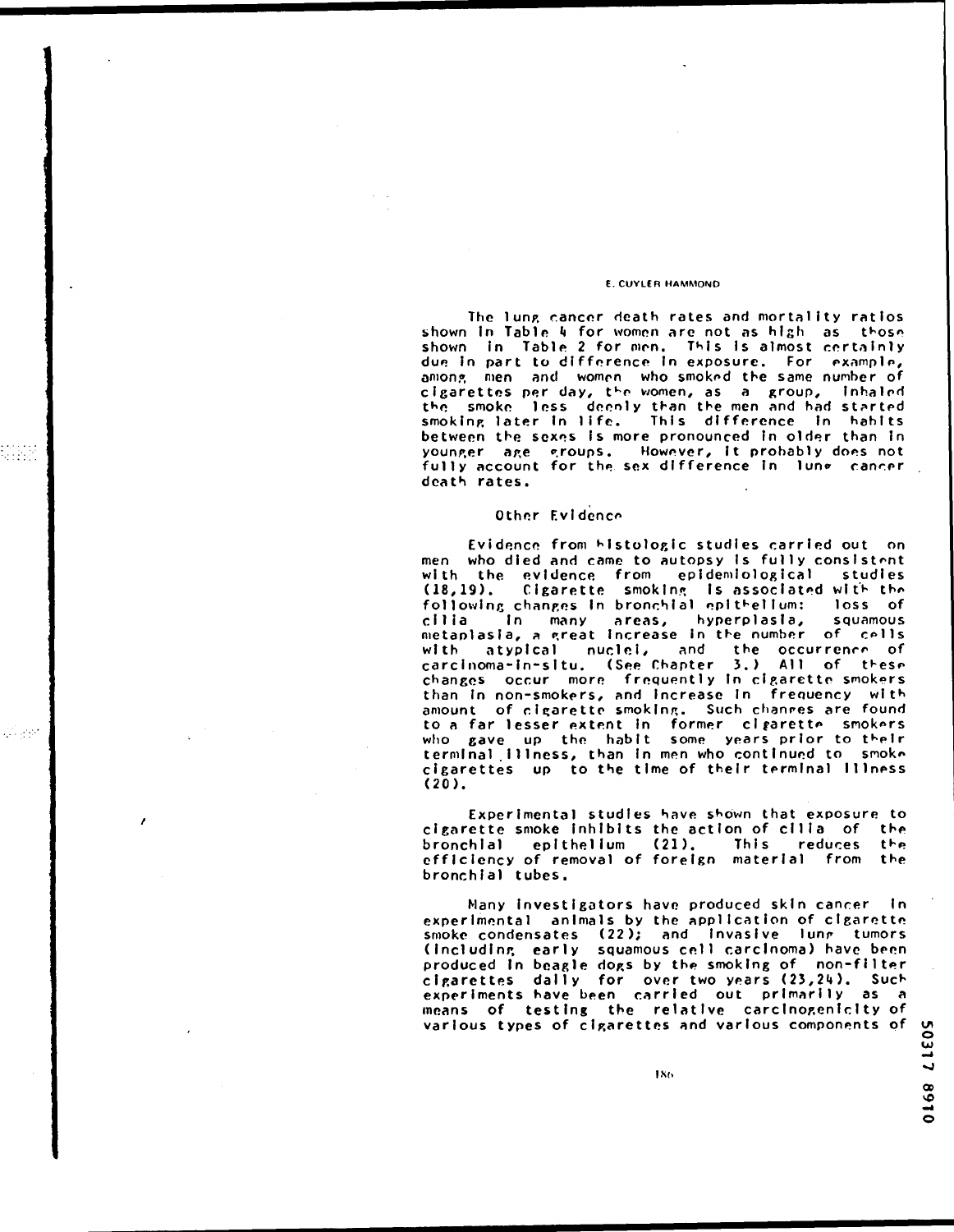The lung cancer death rates and mortality ratios shown in Table 4 for women are not as high as those shown in Table 2 for men. This is almost certainly due in part to difference in exposure. For example, among men and women who smoked the same number of cigarettes per day, the women, as a group, inhaled the smoke less deeply than the men and had started smoking later in life. This difference in habits between the sexes is more pronounced in older than in younger age groups. However, it probably does not fully account for the sex difference in lung cancer death rates.

## Other Evidence

Evidence from histologic studies carried out on men who died and came to autopsy is fully consistent with the evidence from epidemiological studies (18,19). Cigarette smoking is associated with the following changes in bronchial epithelium: loss of cilia in many areas, hyperplasia, squamous metaplasia, a great increase in the number of cells with atypical nuclei, and the occurrence of carcinoma-in-situ. (See Chapter 3.) All of these changes occur more frequently in cigarette smokers than in non-smokers, and increase in frequency with amount of cigarette smoking. Such changes are found to a far lesser extent in former cigarette smokers who gave up the habit some years prior to their terminal illness, than in men who continued to smoke cigarettes up to the time of their terminal illness (20).

Experimental studies have shown that exposure to cigarette smoke inhibits the action of cilia of the bronchial epithelium (21). This reduces the efficiency of removal of foreign material from the bronchial tubes.

Many investigators have produced skin cancer in experimental animals by the application of cigarette smoke condensates (22); and invasive lung tumors (including early squamous cell carcinoma) have been produced in beagle dogs by the smoking of non-filter cigarettes daily for over two years (23,24). Such experiments have been carried out primarily as a means of testing the relative carcinogenicity of various types of cigarettes and various components of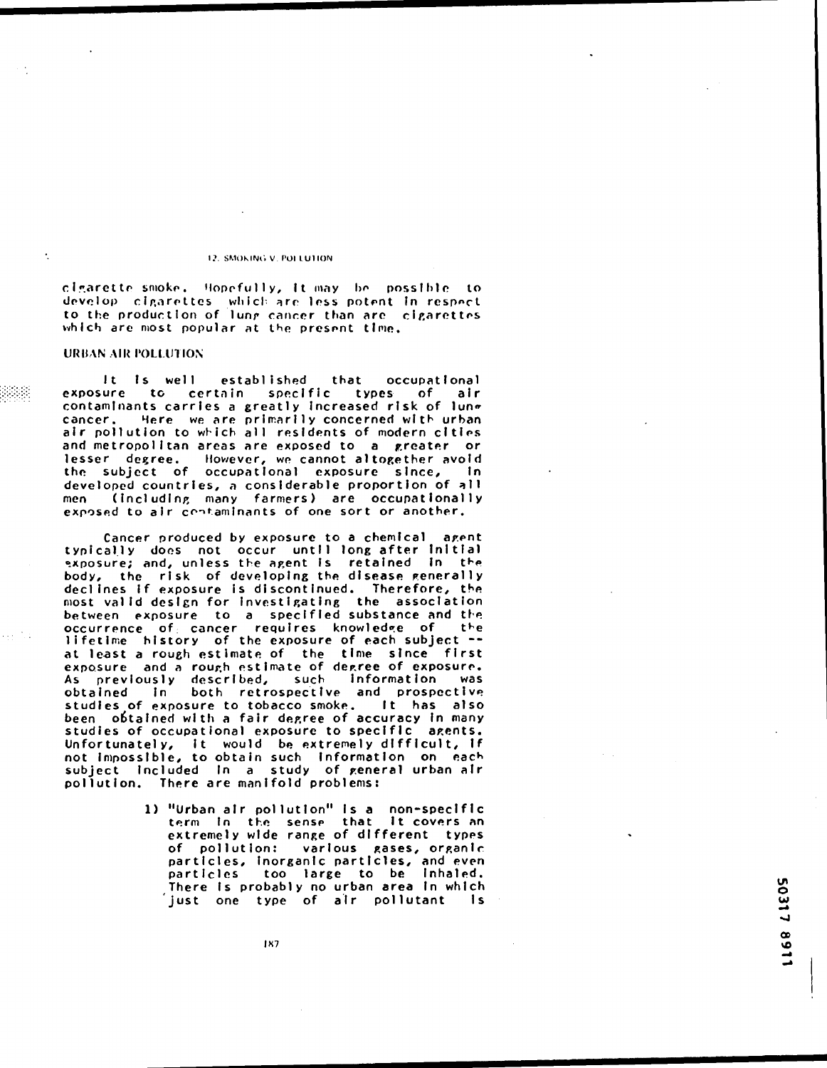cigarette smoke. Hopefully, it may be possible to develop cigarettes which are less potent in respect to the production of lung cancer than are cigarettes which are most popular at the present time.

## URBAN AIR POLLUTION

It is well established that occupational exposure to certain specific types of air contaminants carries a greatly increased risk of lung cancer. Here we are primarily concerned with urban air pollution to which all residents of modern cities and metropolitan areas are exposed to a greater or lesser degree. However, we cannot altogether avoid the subject of occupational exposure since, in developed countries, a considerable proportion of all men (including many farmers) are occupationally exposed to air contaminants of one sort or another.

Cancer produced by exposure to a chemical agent typically does not occur until long after initial exposure; and, unless the agent is retained in the body, the risk of developing the disease generally declines if exposure is discontinued. Therefore, the most valid design for investigating the association between exposure to a specified substance and the occurrence of cancer requires knowledge of the lifetime history of the exposure of each subject -- at least a rough estimate of the time since first exposure and a rough estimate of degree of exposure. As previously described, such information was obtained in both retrospective and prospective studies of exposure to tobacco smoke. It has also been obtained with a fair degree of accuracy in many studies of occupational exposure to specific agents. Unfortunately, it would be extremely difficult, if not impossible, to obtain such information on each subject included in a study of general urban air pollution. There are manifold problems:

1) "Urban air pollution" is a non-specific term in the sense that it covers an extremely wide range of different types of pollution: various gases, organic particles, inorganic particles, and even particles too large to be inhaled. There is probably no urban area in which just one type of air pollutant is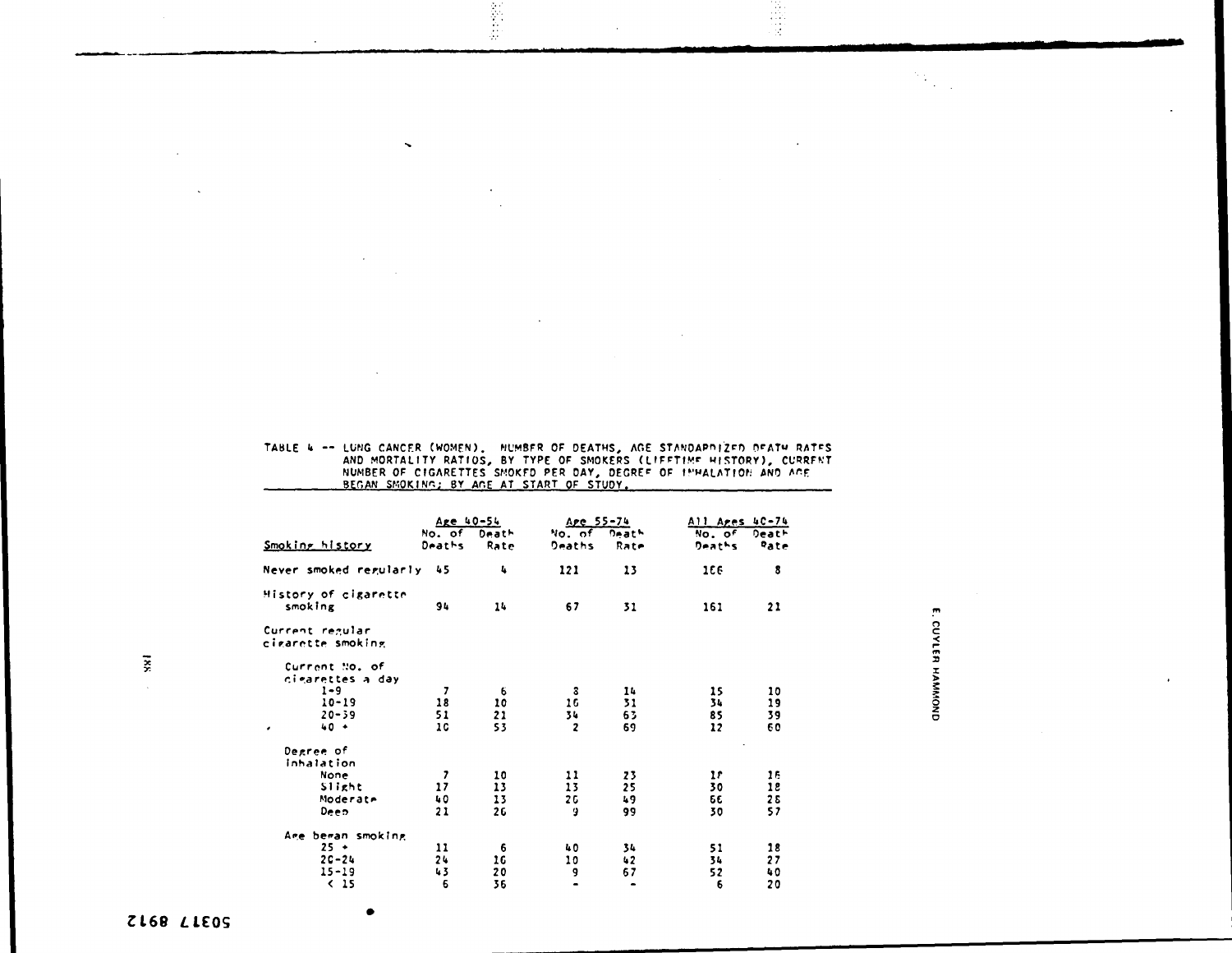TABLE 4 -- LUNG CANCER (WOMEN). NUMBER OF DEATHS, AGE STANDARDIZED DEATH RATES AND MORTALITY RATIOS, BY TYPE OF SMOKERS (LIFETIME HISTORY), CURRENT NUMBER OF CIGARETTES SMOKED PER DAY, DEGREE OF INHALATION AND AGE BEGAN SMOKING; BY AGE AT START OF STUDY.

| Smoking history | Age 40-54 | | Age 55-74 | | All Ages 40-74 | |
|---|---|---|---|---|---|---|
| | No. of Deaths | Death Rate | No. of Deaths | Death Rate | No. of Deaths | Death Rate |
| Never smoked regularly | 45 | 4 | 121 | 13 | 166 | 8 |
| History of cigarette smoking | 94 | 14 | 67 | 31 | 161 | 21 |
| Current regular cigarette smoking | | | | | | |
| Current No. of cigarettes a day | | | | | | |
| 1-9 | 7 | 6 | 8 | 14 | 15 | 10 |
| 10-19 | 18 | 10 | 16 | 31 | 34 | 19 |
| 20-39 | 51 | 21 | 34 | 63 | 85 | 39 |
| 40 + | 10 | 53 | 2 | 69 | 12 | 60 |
| Degree of inhalation | | | | | | |
| None | 7 | 10 | 11 | 23 | 18 | 16 |
| Slight | 17 | 13 | 13 | 25 | 30 | 18 |
| Moderate | 40 | 13 | 26 | 49 | 66 | 28 |
| Deep | 21 | 26 | 9 | 99 | 30 | 57 |
| Age began smoking | | | | | | |
| 25 + | 11 | 6 | 40 | 34 | 51 | 18 |
| 20-24 | 24 | 16 | 10 | 42 | 34 | 27 |
| 15-19 | 43 | 20 | 9 | 67 | 52 | 40 |
| < 15 | 6 | 36 | - | - | 6 | 20 |

E. CUYLER HAMMOND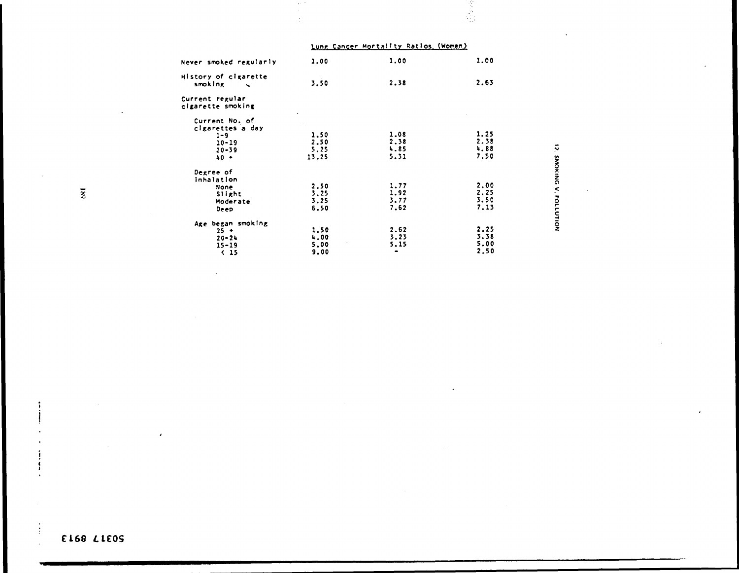| | Lung Cancer Mortality Ratios (Women) | | |
|---|---|---|---|
| Never smoked regularly | 1.00 | 1.00 | 1.00 |
| History of cigarette smoking | 3.50 | 2.38 | 2.63 |
| Current regular cigarette smoking | | | |
| Current No. of cigarettes a day | | | |
| 1-9 | 1.50 | 1.08 | 1.25 |
| 10-19 | 2.50 | 2.38 | 2.38 |
| 20-39 | 5.25 | 4.85 | 4.88 |
| 40 + | 13.25 | 5.31 | 7.50 |
| Degree of inhalation | | | |
| None | 2.50 | 1.77 | 2.00 |
| Slight | 3.25 | 1.92 | 2.25 |
| Moderate | 3.25 | 3.77 | 3.50 |
| Deep | 6.50 | 7.62 | 7.13 |
| Age began smoking | | | |
| 25 + | 1.50 | 2.62 | 2.25 |
| 20-24 | 4.00 | 3.23 | 3.38 |
| 15-19 | 5.00 | 5.15 | 5.00 |
| < 15 | 9.00 | - | 2.50 |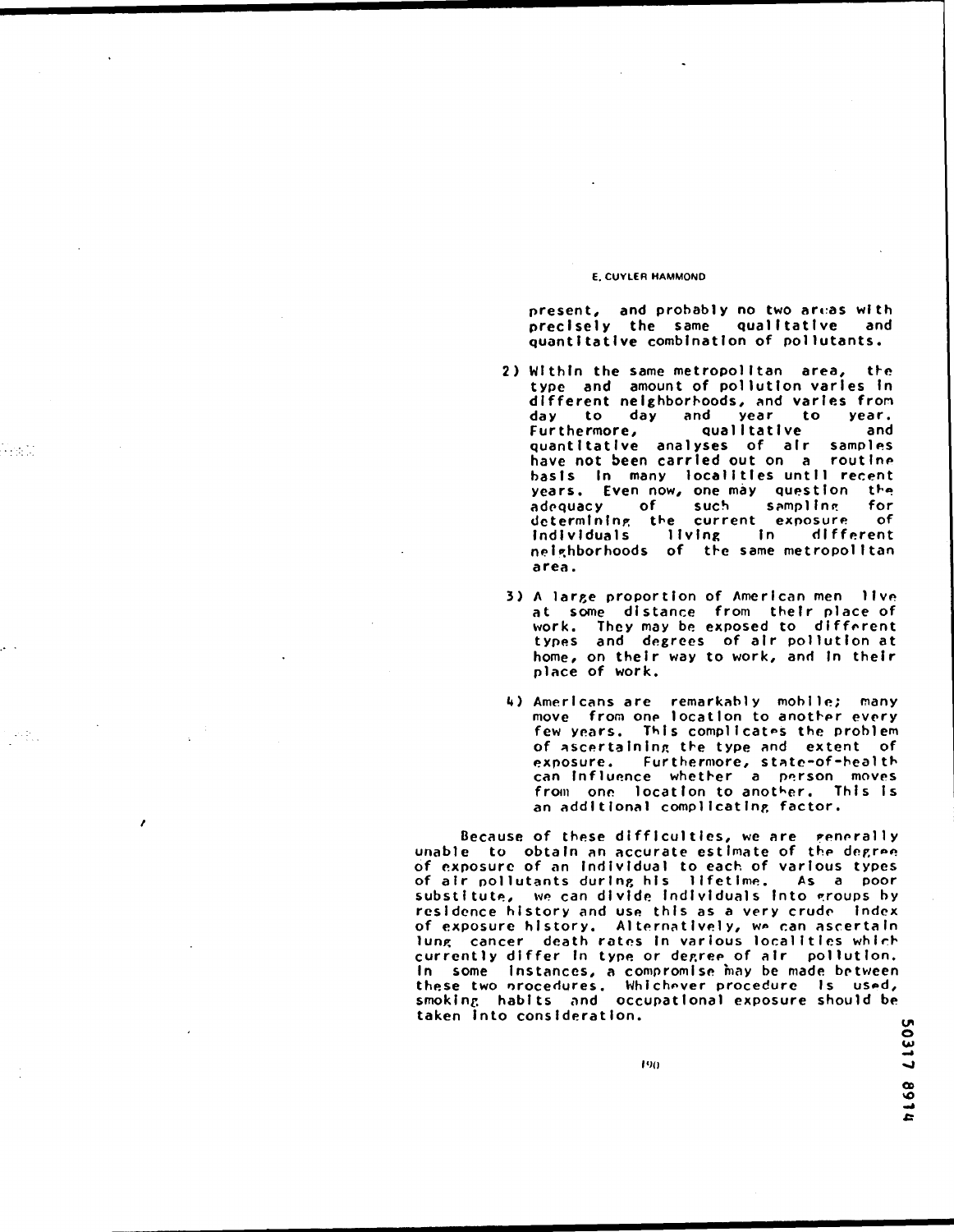present, and probably no two areas with precisely the same qualitative and quantitative combination of pollutants.

2) Within the same metropolitan area, the type and amount of pollution varies in different neighborhoods, and varies from day to day and year to year. Furthermore, qualitative and quantitative analyses of air samples have not been carried out on a routine basis in many localities until recent years. Even now, one may question the adequacy of such sampling for determining the current exposure of individuals living in different neighborhoods of the same metropolitan area.

3) A large proportion of American men live at some distance from their place of work. They may be exposed to different types and degrees of air pollution at home, on their way to work, and in their place of work.

4) Americans are remarkably mobile; many move from one location to another every few years. This complicates the problem of ascertaining the type and extent of exposure. Furthermore, state-of-health can influence whether a person moves from one location to another. This is an additional complicating factor.

Because of these difficulties, we are generally unable to obtain an accurate estimate of the degree of exposure of an individual to each of various types of air pollutants during his lifetime. As a poor substitute, we can divide individuals into groups by residence history and use this as a very crude index of exposure history. Alternatively, we can ascertain lung cancer death rates in various localities which currently differ in type or degree of air pollution. In some instances, a compromise may be made between these two procedures. Whichever procedure is used, smoking habits and occupational exposure should be taken into consideration.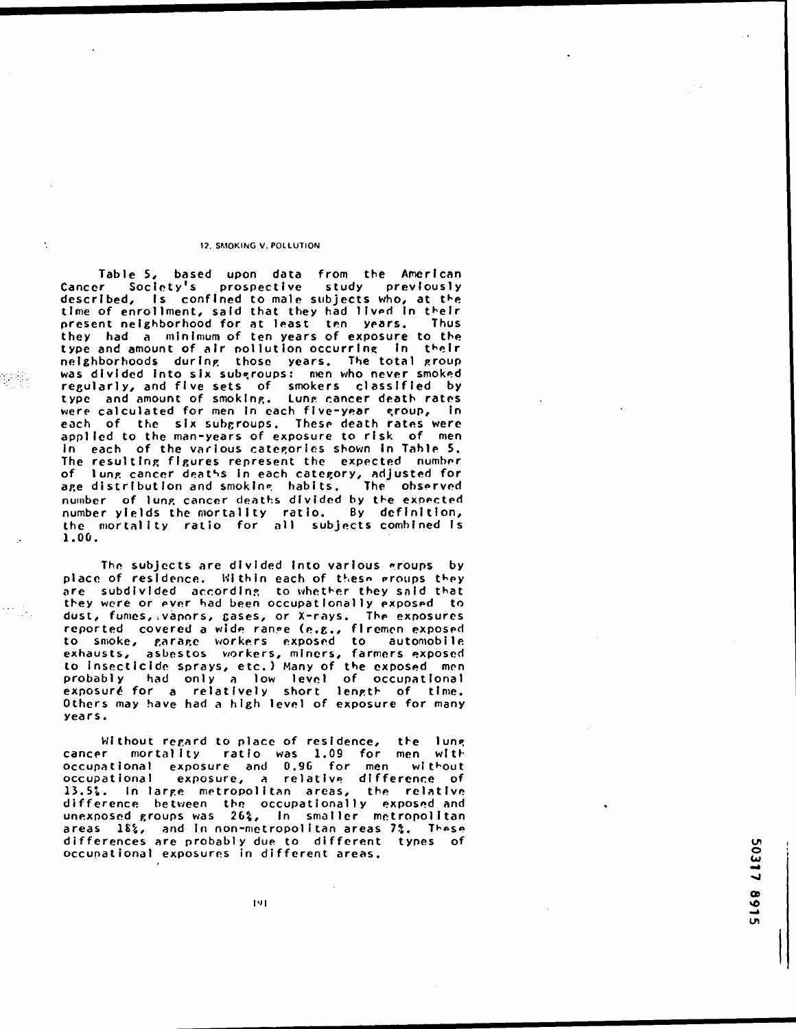Table 5, based upon data from the American Cancer Society's prospective study previously described, is confined to male subjects who, at the time of enrollment, said that they had lived in their present neighborhood for at least ten years. Thus they had a minimum of ten years of exposure to the type and amount of air pollution occurring in their neighborhoods during those years. The total group was divided into six subgroups: men who never smoked regularly, and five sets of smokers classified by type and amount of smoking. Lung cancer death rates were calculated for men in each five-year group, in each of the six subgroups. These death rates were applied to the man-years of exposure to risk of men in each of the various categories shown in Table 5. The resulting figures represent the expected number of lung cancer deaths in each category, adjusted for age distribution and smoking habits. The observed number of lung cancer deaths divided by the expected number yields the mortality ratio. By definition, the mortality ratio for all subjects combined is 1.00.

The subjects are divided into various groups by place of residence. Within each of these groups they are subdivided according to whether they said that they were or ever had been occupationally exposed to dust, fumes, vapors, gases, or X-rays. The exposures reported covered a wide range (e.g., firemen exposed to smoke, garage workers exposed to automobile exhausts, asbestos workers, miners, farmers exposed to insecticide sprays, etc.) Many of the exposed men probably had only a low level of occupational exposuré for a relatively short length of time. Others may have had a high level of exposure for many years.

Without regard to place of residence, the lung cancer mortality ratio was 1.09 for men with occupational exposure and 0.96 for men without occupational exposure, a relative difference of 13.5%. In large metropolitan areas, the relative difference between the occupationally exposed and unexposed groups was 26%, in smaller metropolitan areas 18%, and in non-metropolitan areas 7%. These differences are probably due to different types of occupational exposures in different areas.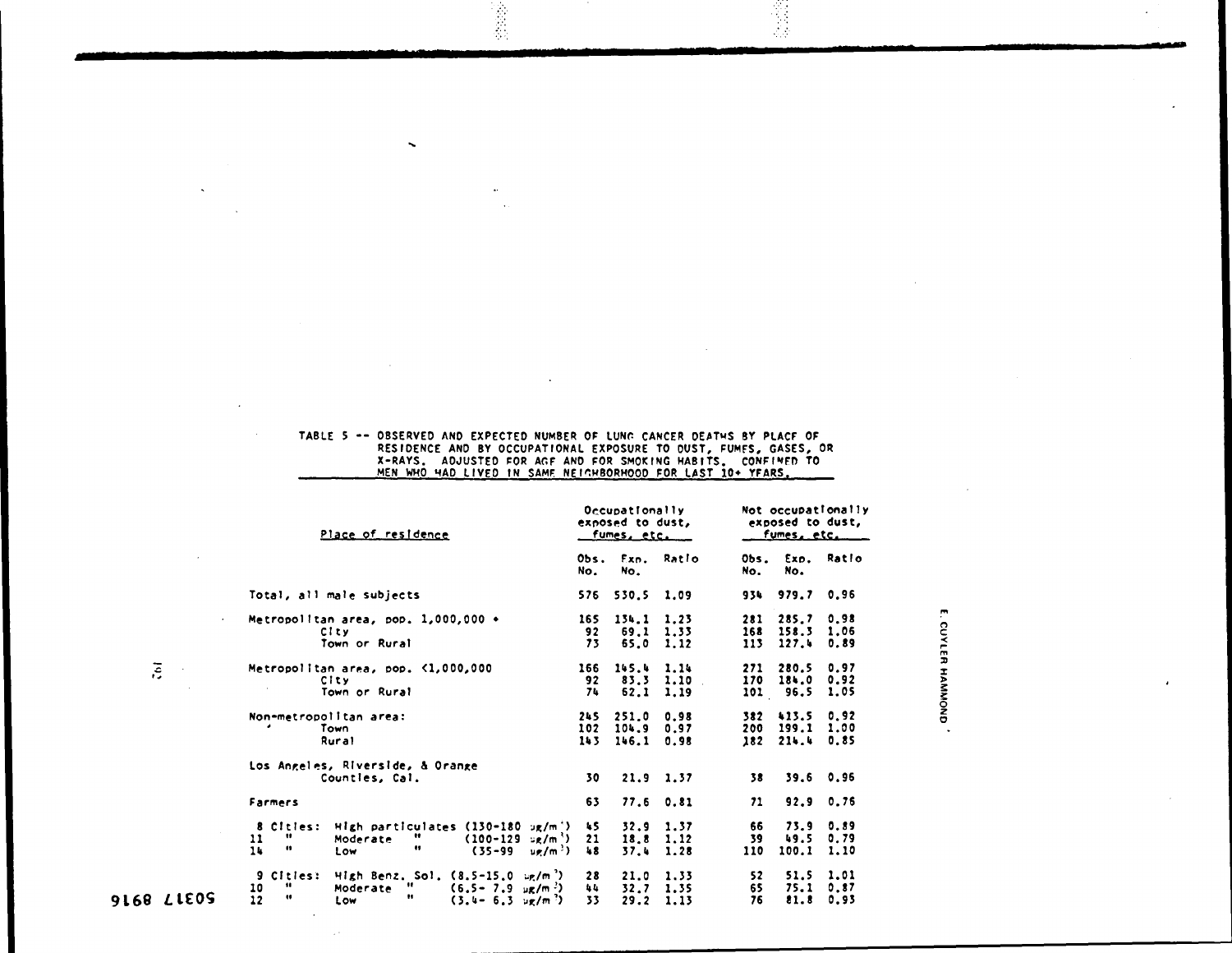TABLE 5 -- OBSERVED AND EXPECTED NUMBER OF LUNG CANCER DEATHS BY PLACE OF RESIDENCE AND BY OCCUPATIONAL EXPOSURE TO DUST, FUMES, GASES, OR X-RAYS. ADJUSTED FOR AGE AND FOR SMOKING HABITS. CONFINED TO MEN WHO HAD LIVED IN SAME NEIGHBORHOOD FOR LAST 10+ YEARS.

| Place of residence | Occupationally exposed to dust, fumes, etc. | | | Not occupationally exposed to dust, fumes, etc. | | |
|---|---|---|---|---|---|---|
| | Obs. No. | Exp. No. | Ratio | Obs. No. | Exp. No. | Ratio |
| Total, all male subjects | 576 | 530.5 | 1.09 | 934 | 979.7 | 0.96 |
| Metropolitan area, pop. 1,000,000 + | 165 | 134.1 | 1.23 | 281 | 285.7 | 0.98 |
| City | 92 | 69.1 | 1.33 | 168 | 158.3 | 1.06 |
| Town or Rural | 73 | 65.0 | 1.12 | 113 | 127.4 | 0.89 |
| Metropolitan area, pop. <1,000,000 | 166 | 145.4 | 1.14 | 271 | 280.5 | 0.97 |
| City | 92 | 83.3 | 1.10 | 170 | 184.0 | 0.92 |
| Town or Rural | 74 | 62.1 | 1.19 | 101 | 96.5 | 1.05 |
| Non-metropolitan area: | 245 | 251.0 | 0.98 | 382 | 413.5 | 0.92 |
| Town | 102 | 104.9 | 0.97 | 200 | 199.1 | 1.00 |
| Rural | 143 | 146.1 | 0.98 | 182 | 214.4 | 0.85 |
| Los Angeles, Riverside, & Orange Counties, Cal. | 30 | 21.9 | 1.37 | 38 | 39.6 | 0.96 |
| Farmers | 63 | 77.6 | 0.81 | 71 | 92.9 | 0.76 |
| 8 Cities: High particulates (130-180 μg/m³) | 45 | 32.9 | 1.37 | 66 | 73.9 | 0.89 |
| 11 " Moderate " (100-129 μg/m³) | 21 | 18.8 | 1.12 | 39 | 49.5 | 0.79 |
| 14 " Low " (35-99 μg/m³) | 48 | 37.4 | 1.28 | 110 | 100.1 | 1.10 |
| 9 Cities: High Benz. Sol. (8.5-15.0 μg/m³) | 28 | 21.0 | 1.33 | 52 | 51.5 | 1.01 |
| 10 " Moderate " (6.5- 7.9 μg/m³) | 44 | 32.7 | 1.35 | 65 | 75.1 | 0.87 |
| 12 " Low " (3.4- 6.3 μg/m³) | 33 | 29.2 | 1.13 | 76 | 81.8 | 0.93 |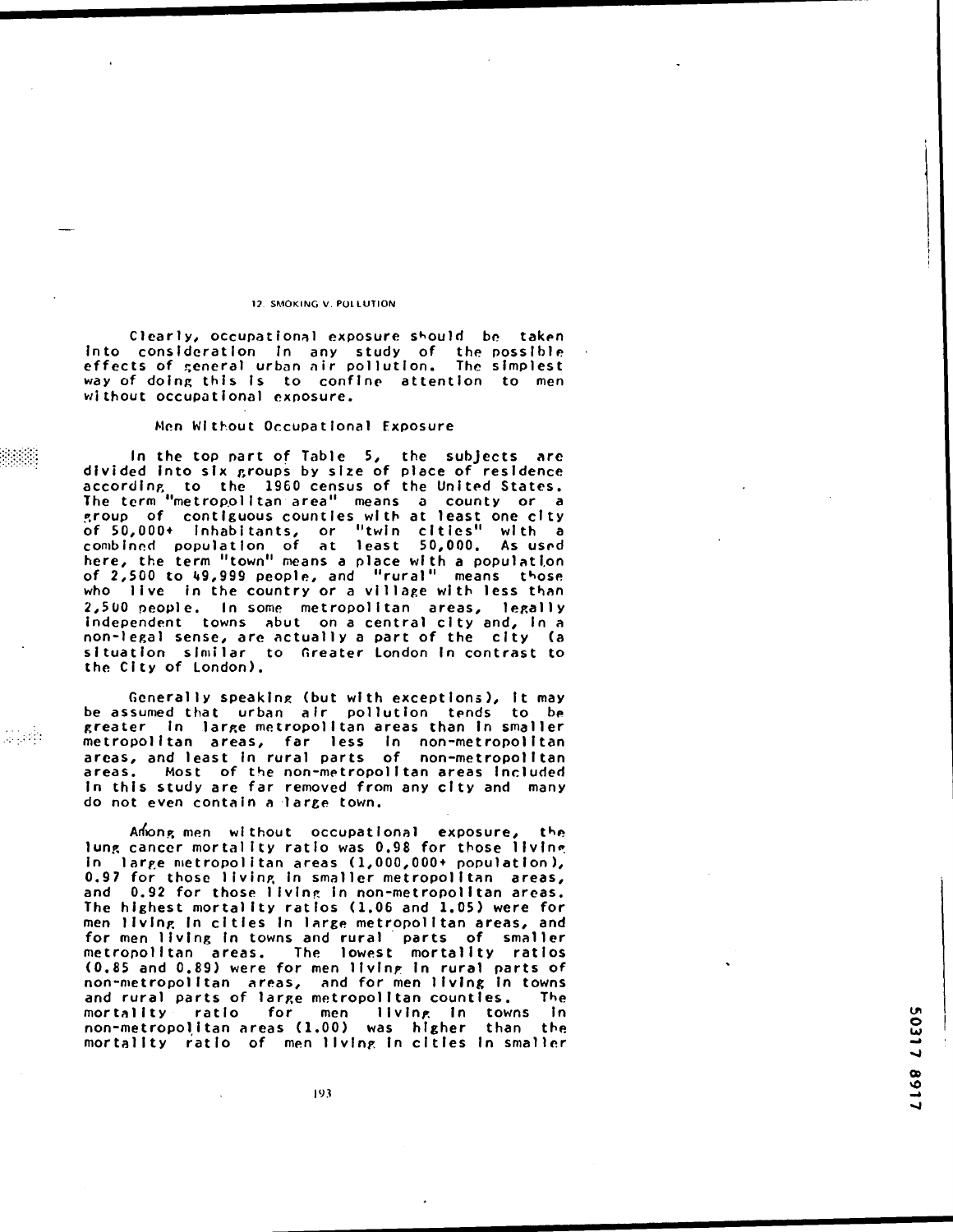Clearly, occupational exposure should be taken into consideration in any study of the possible effects of general urban air pollution. The simplest way of doing this is to confine attention to men without occupational exposure.

### Men Without Occupational Exposure

In the top part of Table 5, the subjects are divided into six groups by size of place of residence according to the 1960 census of the United States. The term "metropolitan area" means a county or a group of contiguous counties with at least one city of 50,000+ inhabitants, or "twin cities" with a combined population of at least 50,000. As used here, the term "town" means a place with a population of 2,500 to 49,999 people, and "rural" means those who live in the country or a village with less than 2,500 people. In some metropolitan areas, legally independent towns abut on a central city and, in a non-legal sense, are actually a part of the city (a situation similar to Greater London in contrast to the City of London).

Generally speaking (but with exceptions), it may be assumed that urban air pollution tends to be greater in large metropolitan areas than in smaller metropolitan areas, far less in non-metropolitan areas, and least in rural parts of non-metropolitan areas. Most of the non-metropolitan areas included in this study are far removed from any city and many do not even contain a large town.

Among men without occupational exposure, the lung cancer mortality ratio was 0.98 for those living in large metropolitan areas (1,000,000+ population), 0.97 for those living in smaller metropolitan areas, and 0.92 for those living in non-metropolitan areas. The highest mortality ratios (1.06 and 1.05) were for men living in cities in large metropolitan areas, and for men living in towns and rural parts of smaller metropolitan areas. The lowest mortality ratios (0.85 and 0.89) were for men living in rural parts of non-metropolitan areas, and for men living in towns and rural parts of large metropolitan counties. The mortality ratio for men living in towns in non-metropolitan areas (1.00) was higher than the mortality ratio of men living in cities in smaller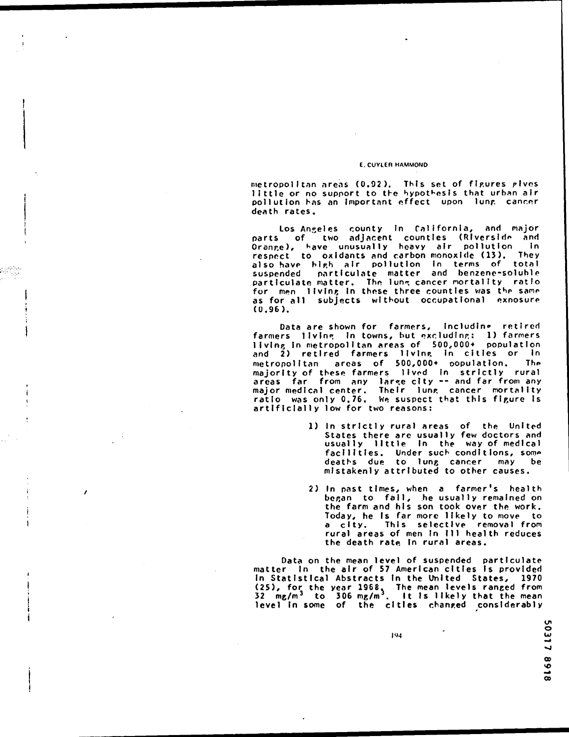metropolitan areas (0.92). This set of figures gives little or no support to the hypothesis that urban air pollution has an important effect upon lung cancer death rates.

Los Angeles county in California, and major parts of two adjacent counties (Riverside and Orange), have unusually heavy air pollution in respect to oxidants and carbon monoxide (13). They also have high air pollution in terms of total suspended particulate matter and benzene-soluble particulate matter. The lung cancer mortality ratio for men living in these three counties was the same as for all subjects without occupational exposure (0.96).

Data are shown for farmers, including retired farmers living in towns, but excluding: 1) farmers living in metropolitan areas of 500,000+ population and 2) retired farmers living in cities or in metropolitan areas of 500,000+ population. The majority of these farmers lived in strictly rural areas far from any large city -- and far from any major medical center. Their lung cancer mortality ratio was only 0.76. We suspect that this figure is artificially low for two reasons:

1) In strictly rural areas of the United States there are usually few doctors and usually little in the way of medical facilities. Under such conditions, some deaths due to lung cancer may be mistakenly attributed to other causes.

2) In past times, when a farmer's health began to fail, he usually remained on the farm and his son took over the work. Today, he is far more likely to move to a city. This selective removal from rural areas of men in ill health reduces the death rate in rural areas.

Data on the mean level of suspended particulate matter in the air of 57 American cities is provided in Statistical Abstracts in the United States, 1970 (25), for the year 1968. The mean levels ranged from 32 $mg/m^3$ to 306 $mg/m^3$. It is likely that the mean level in some of the cities changed considerably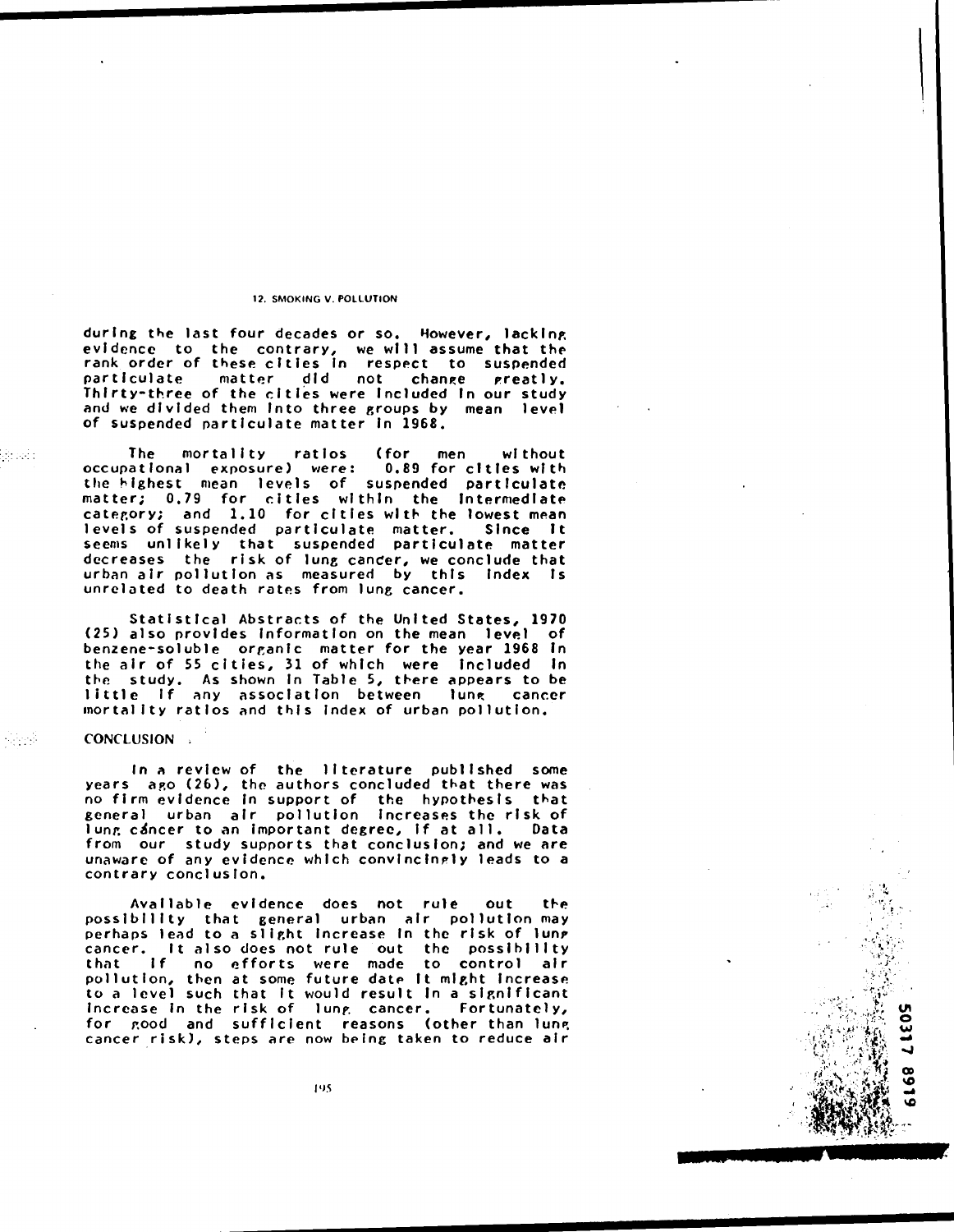during the last four decades or so. However, lacking evidence to the contrary, we will assume that the rank order of these cities in respect to suspended particulate matter did not change greatly. Thirty-three of the cities were included in our study and we divided them into three groups by mean level of suspended particulate matter in 1968.

The mortality ratios (for men without occupational exposure) were: 0.89 for cities with the highest mean levels of suspended particulate matter; 0.79 for cities within the intermediate category; and 1.10 for cities with the lowest mean levels of suspended particulate matter. Since it seems unlikely that suspended particulate matter decreases the risk of lung cancer, we conclude that urban air pollution as measured by this index is unrelated to death rates from lung cancer.

Statistical Abstracts of the United States, 1970 (25) also provides information on the mean level of benzene-soluble organic matter for the year 1968 in the air of 55 cities, 31 of which were included in the study. As shown in Table 5, there appears to be little if any association between lung cancer mortality ratios and this index of urban pollution.

## CONCLUSION

In a review of the literature published some years ago (26), the authors concluded that there was no firm evidence in support of the hypothesis that general urban air pollution increases the risk of lung cáncer to an important degree, if at all. Data from our study supports that conclusion; and we are unaware of any evidence which convincingly leads to a contrary conclusion.

Available evidence does not rule out the possibility that general urban air pollution may perhaps lead to a slight increase in the risk of lung cancer. It also does not rule out the possibility that if no efforts were made to control air pollution, then at some future date it might increase to a level such that it would result in a significant increase in the risk of lung cancer. Fortunately, for good and sufficient reasons (other than lung cancer risk), steps are now being taken to reduce air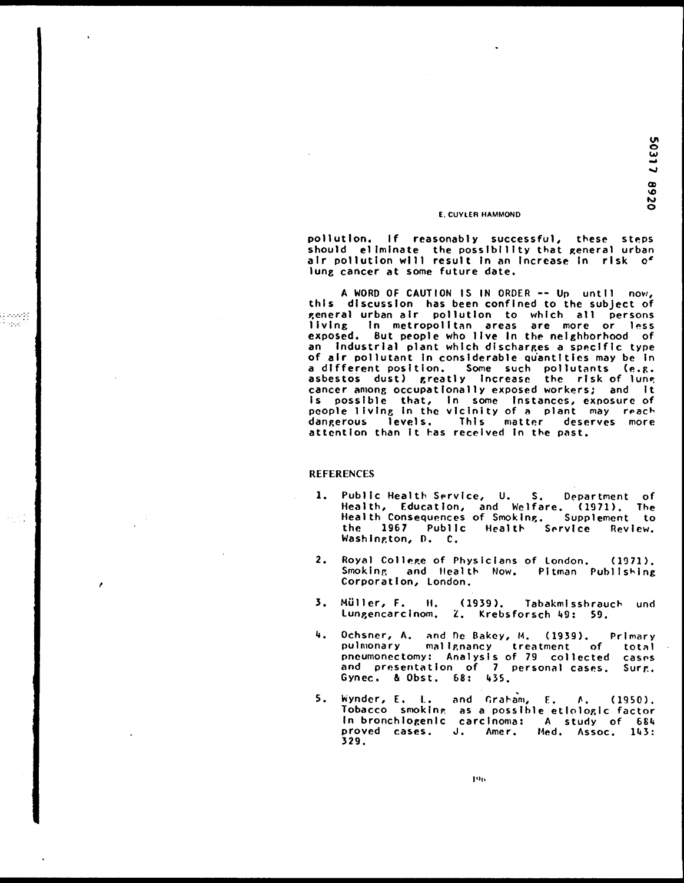pollution. If reasonably successful, these steps should eliminate the possibility that general urban air pollution will result in an increase in risk of lung cancer at some future date.

A WORD OF CAUTION IS IN ORDER -- Up until now, this discussion has been confined to the subject of general urban air pollution to which all persons living in metropolitan areas are more or less exposed. But people who live in the neighborhood of an industrial plant which discharges a specific type of air pollutant in considerable quantities may be in a different position. Some such pollutants (e.g. asbestos dust) greatly increase the risk of lung cancer among occupationally exposed workers; and it is possible that, in some instances, exposure of people living in the vicinity of a plant may reach dangerous levels. This matter deserves more attention than it has received in the past.

## REFERENCES

1. Public Health Service, U. S. Department of Health, Education, and Welfare. (1971). The Health Consequences of Smoking. Supplement to the 1967 Public Health Service Review. Washington, D. C.

2. Royal College of Physicians of London. (1971). Smoking and Health Now. Pitman Publishing Corporation, London.

3. Müller, F. H. (1939). Tabakmissbrauch und Lungencarcinom. Z. Krebsforsch 49: 59.

4. Ochsner, A. and De Bakey, M. (1939). Primary pulmonary malignancy treatment of total pneumonectomy: Analysis of 79 collected cases and presentation of 7 personal cases. Surg. Gynec. & Obst. 68: 435.

5. Wynder, E. L. and Graham, E. A. (1950). Tobacco smoking as a possible etiologic factor in bronchiogenic carcinoma: A study of 684 proved cases. J. Amer. Med. Assoc. 143: 329.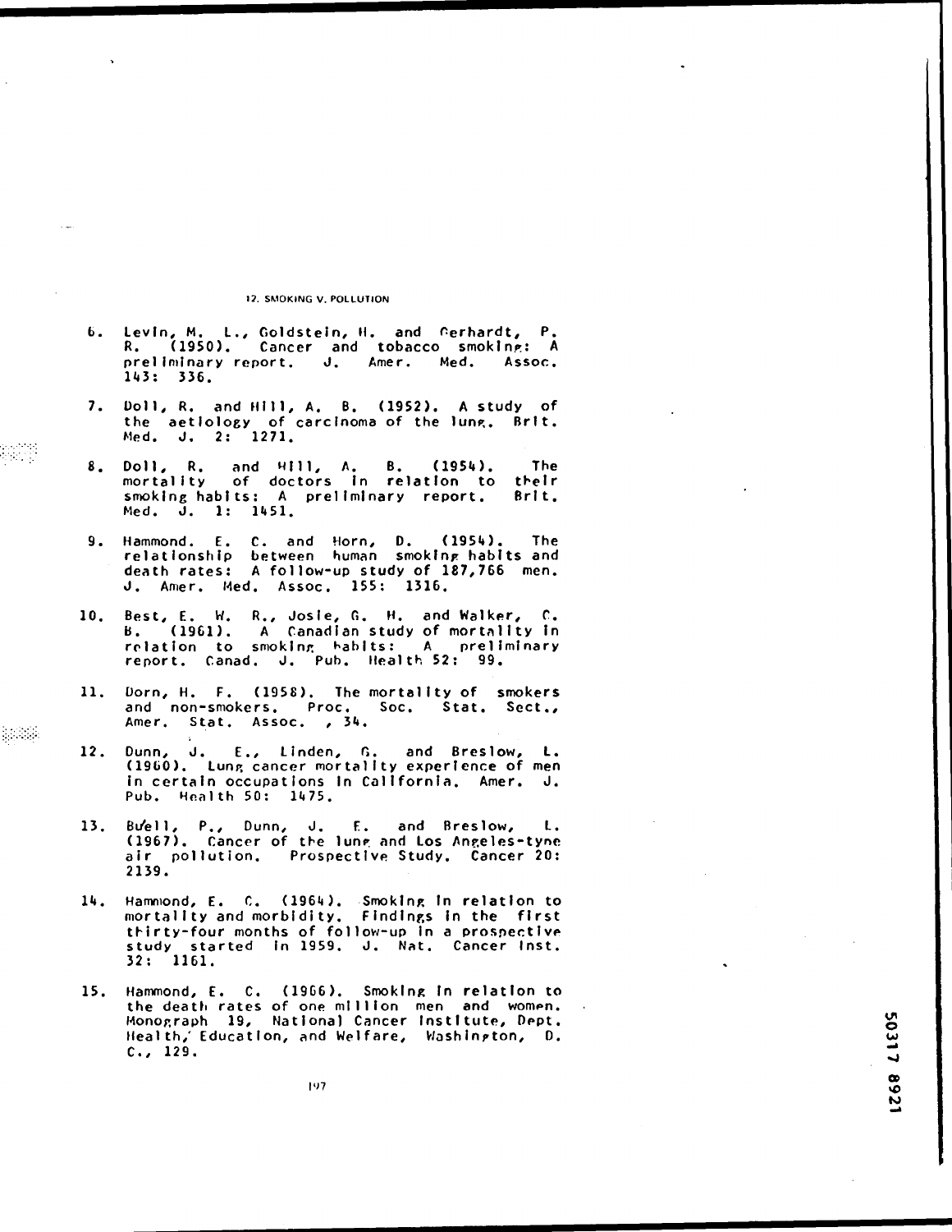6. Levin, M. L., Goldstein, H. and Gerhardt, P. R. (1950). Cancer and tobacco smoking: A preliminary report. J. Amer. Med. Assoc. 143: 336.

7. Doll, R. and Hill, A. B. (1952). A study of the aetiology of carcinoma of the lung. Brit. Med. J. 2: 1271.

8. Doll, R. and Hill, A. B. (1954). The mortality of doctors in relation to their smoking habits: A preliminary report. Brit. Med. J. 1: 1451.

9. Hammond. E. C. and Horn, D. (1954). The relationship between human smoking habits and death rates: A follow-up study of 187,766 men. J. Amer. Med. Assoc. 155: 1316.

10. Best, E. W. R., Josie, G. H. and Walker, C. B. (1961). A Canadian study of mortality in relation to smoking habits: A preliminary report. Canad. J. Pub. Health 52: 99.

11. Dorn, H. F. (1958). The mortality of smokers and non-smokers. Proc. Soc. Stat. Sect., Amer. Stat. Assoc. , 34.

12. Dunn, J. E., Linden, G. and Breslow, L. (1960). Lung cancer mortality experience of men in certain occupations in California. Amer. J. Pub. Health 50: 1475.

13. Buell, P., Dunn, J. E. and Breslow, L. (1967). Cancer of the lung and Los Angeles-type air pollution. Prospective Study. Cancer 20: 2139.

14. Hammond, E. C. (1964). Smoking in relation to mortality and morbidity. Findings in the first thirty-four months of follow-up in a prospective study started in 1959. J. Nat. Cancer Inst. 32: 1161.

15. Hammond, E. C. (1966). Smoking in relation to the death rates of one million men and women. Monograph 19, National Cancer Institute, Dept. Health, Education, and Welfare, Washington, D. C., 129.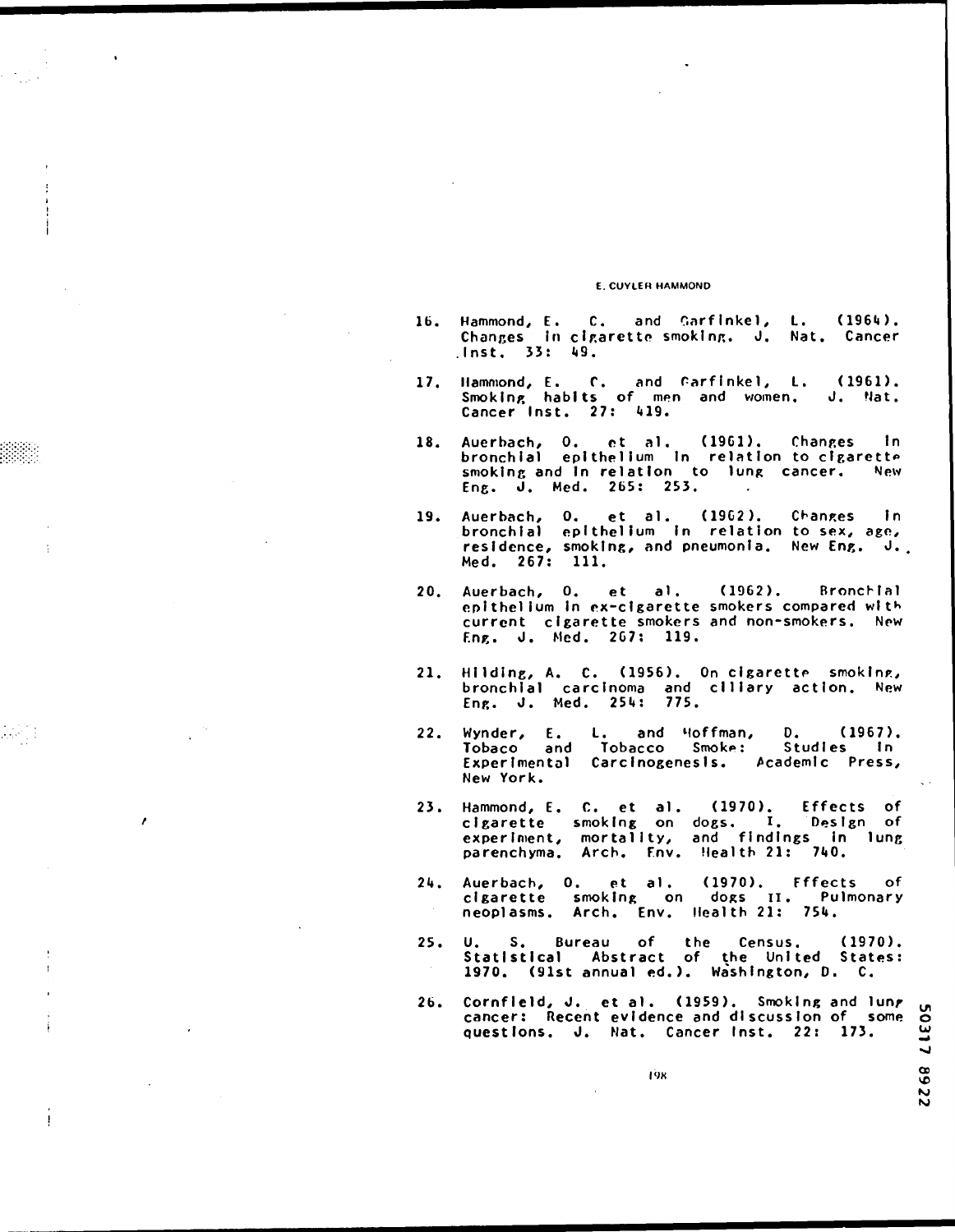16. Hammond, E. C. and Garfinkel, L. (1964). Changes in cigarette smoking. J. Nat. Cancer Inst. 33: 49.

17. Hammond, E. C. and Garfinkel, L. (1961). Smoking habits of men and women. J. Nat. Cancer Inst. 27: 419.

18. Auerbach, O. et al. (1961). Changes in bronchial epithelium in relation to cigarette smoking and in relation to lung cancer. New Eng. J. Med. 265: 253.

19. Auerbach, O. et al. (1962). Changes in bronchial epithelium in relation to sex, age, residence, smoking, and pneumonia. New Eng. J. Med. 267: 111.

20. Auerbach, O. et al. (1962). Bronchial epithelium in ex-cigarette smokers compared with current cigarette smokers and non-smokers. New Eng. J. Med. 267: 119.

21. Hilding, A. C. (1956). On cigarette smoking, bronchial carcinoma and ciliary action. New Eng. J. Med. 254: 775.

22. Wynder, E. L. and Hoffman, D. (1967). Tobaco and Tobacco Smoke: Studies in Experimental Carcinogenesis. Academic Press, New York.

23. Hammond, E. C. et al. (1970). Effects of cigarette smoking on dogs. I. Design of experiment, mortality, and findings in lung parenchyma. Arch. Env. Health 21: 740.

24. Auerbach, O. et al. (1970). Effects of cigarette smoking on dogs II. Pulmonary neoplasms. Arch. Env. Health 21: 754.

25. U. S. Bureau of the Census. (1970). Statistical Abstract of the United States: 1970. (91st annual ed.). Washington, D. C.

26. Cornfield, J. et al. (1959). Smoking and lung cancer: Recent evidence and discussion of some questions. J. Nat. Cancer Inst. 22: 173.